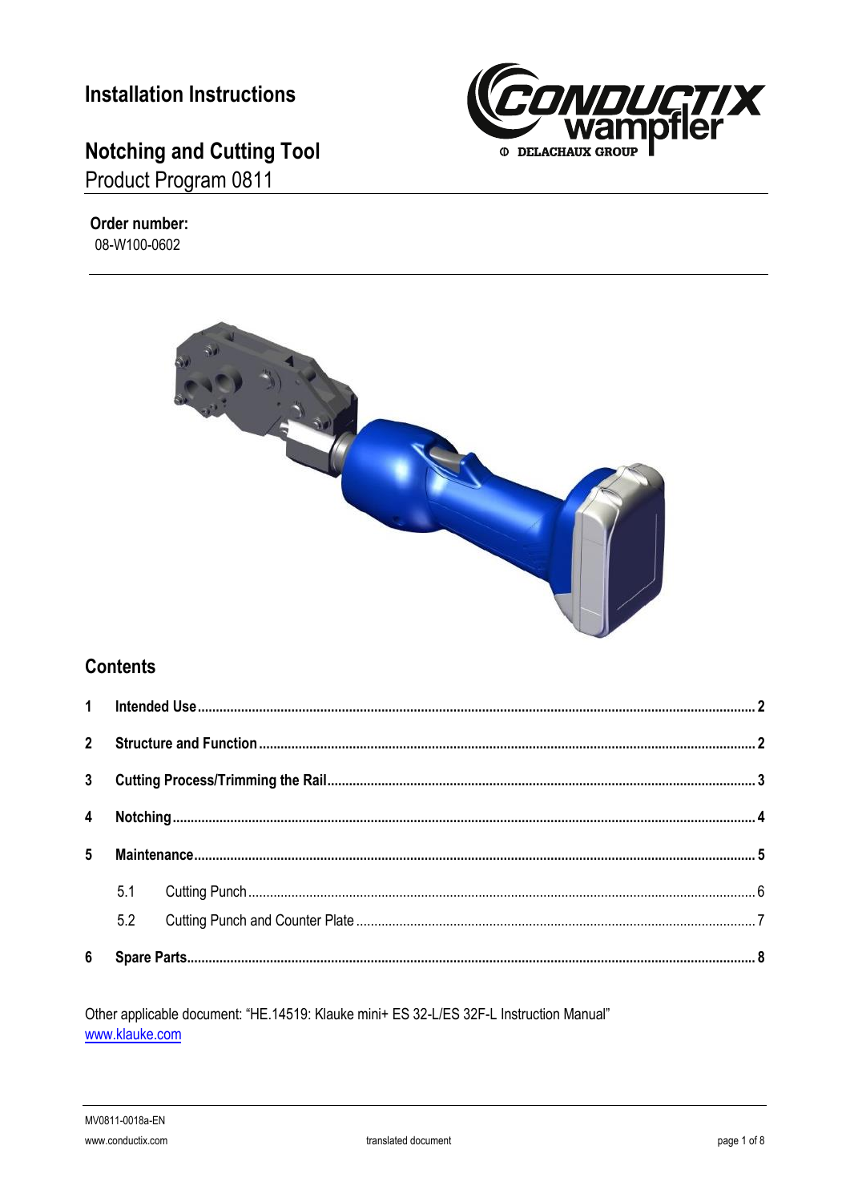# Installation Instructions

# Notching and Cutting Tool

Product Program 0811

**Order number:**

08-W100-0602

## Contents

| | | |
|---|---|---|
| **1** | **Intended Use** | **2** |
| **2** | **Structure and Function** | **2** |
| **3** | **Cutting Process/Trimming the Rail** | **3** |
| **4** | **Notching** | **4** |
| **5** | **Maintenance** | **5** |
| 5.1 | Cutting Punch | 6 |
| 5.2 | Cutting Punch and Counter Plate | 7 |
| **6** | **Spare Parts** | **8** |

Other applicable document: “HE.14519: Klauke mini+ ES 32-L/ES 32F-L Instruction Manual”
www.klauke.com

MV0811-0018a-EN

www.conductix.com

translated document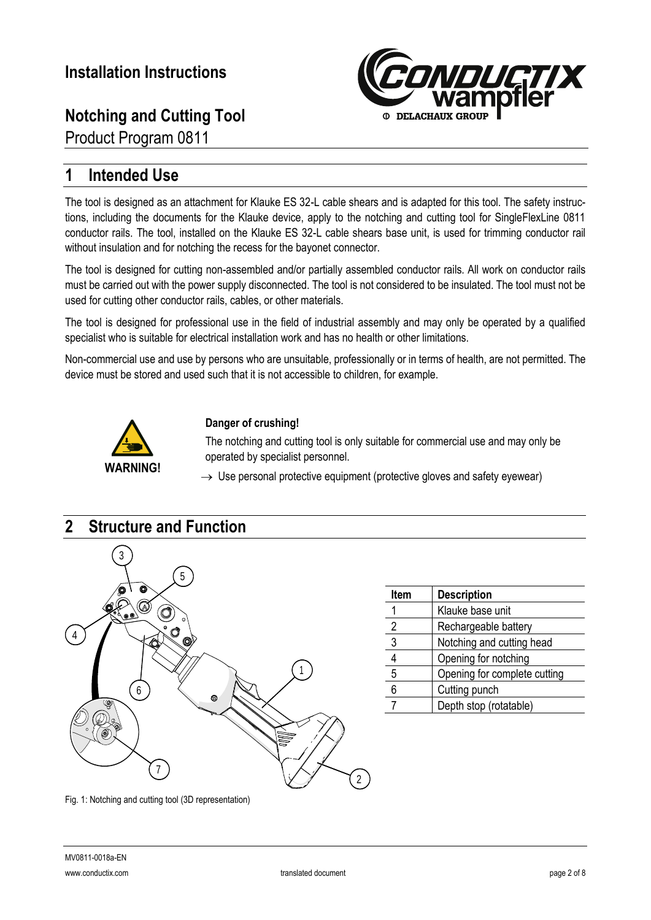# Installation Instructions

## Notching and Cutting Tool

Product Program 0811

## 1 Intended Use

The tool is designed as an attachment for Klauke ES 32-L cable shears and is adapted for this tool. The safety instructions, including the documents for the Klauke device, apply to the notching and cutting tool for SingleFlexLine 0811 conductor rails. The tool, installed on the Klauke ES 32-L cable shears base unit, is used for trimming conductor rail without insulation and for notching the recess for the bayonet connector.

The tool is designed for cutting non-assembled and/or partially assembled conductor rails. All work on conductor rails must be carried out with the power supply disconnected. The tool is not considered to be insulated. The tool must not be used for cutting other conductor rails, cables, or other materials.

The tool is designed for professional use in the field of industrial assembly and may only be operated by a qualified specialist who is suitable for electrical installation work and has no health or other limitations.

Non-commercial use and use by persons who are unsuitable, professionally or in terms of health, are not permitted. The device must be stored and used such that it is not accessible to children, for example.

**WARNING!**

**Danger of crushing!**

The notching and cutting tool is only suitable for commercial use and may only be operated by specialist personnel.

→ Use personal protective equipment (protective gloves and safety eyewear)

## 2 Structure and Function

| Item | Description |
|---|---|
| 1 | Klauke base unit |
| 2 | Rechargeable battery |
| 3 | Notching and cutting head |
| 4 | Opening for notching |
| 5 | Opening for complete cutting |
| 6 | Cutting punch |
| 7 | Depth stop (rotatable) |

Fig. 1: Notching and cutting tool (3D representation)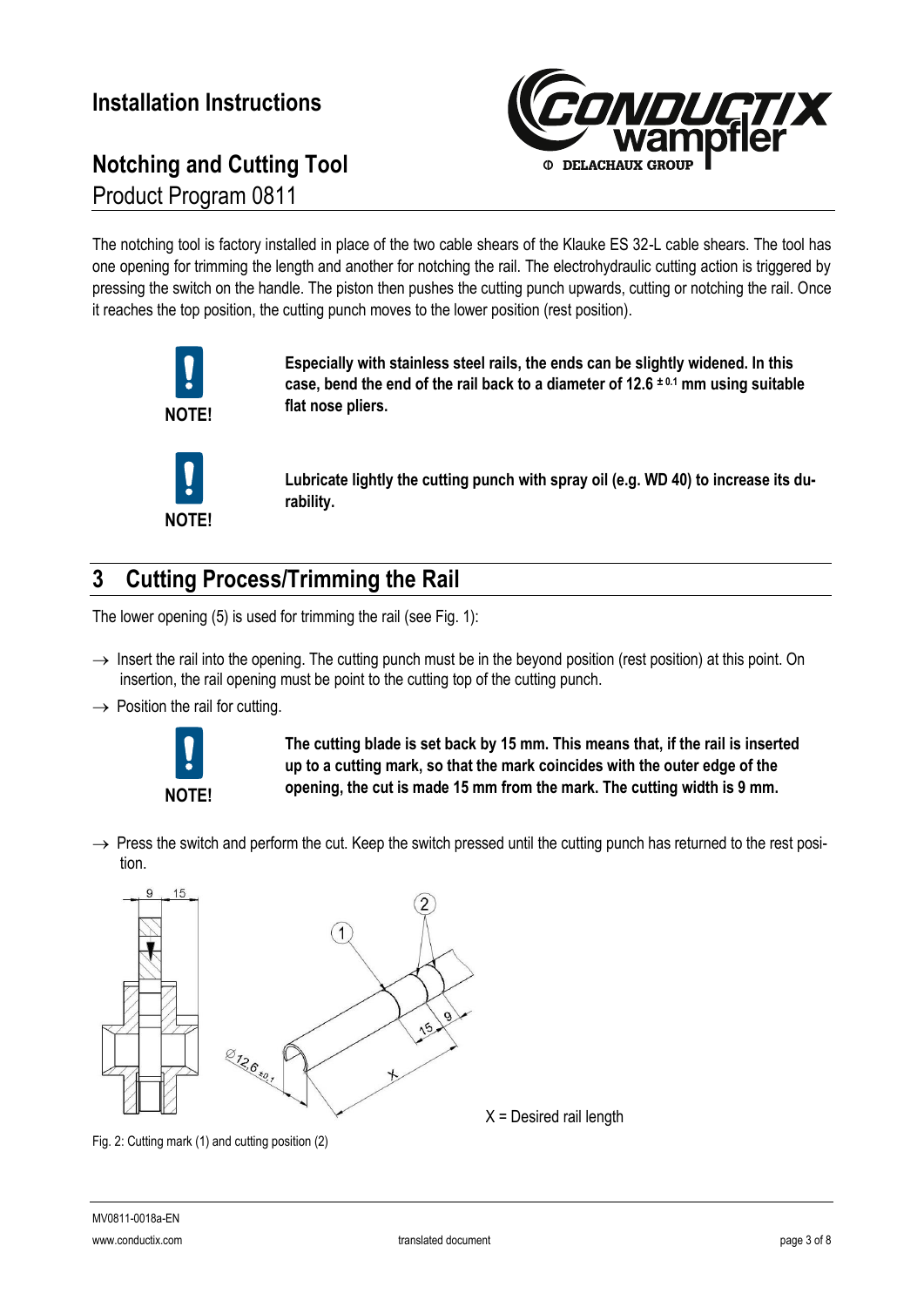# Installation Instructions

## Notching and Cutting Tool

Product Program 0811

The notching tool is factory installed in place of the two cable shears of the Klauke ES 32-L cable shears. The tool has one opening for trimming the length and another for notching the rail. The electrohydraulic cutting action is triggered by pressing the switch on the handle. The piston then pushes the cutting punch upwards, cutting or notching the rail. Once it reaches the top position, the cutting punch moves to the lower position (rest position).

**NOTE!**

**Especially with stainless steel rails, the ends can be slightly widened. In this case, bend the end of the rail back to a diameter of 12.6 $^{\pm 0.1}$ mm using suitable flat nose pliers.**

**NOTE!**

**Lubricate lightly the cutting punch with spray oil (e.g. WD 40) to increase its durability.**

## 3 Cutting Process/Trimming the Rail

The lower opening (5) is used for trimming the rail (see Fig. 1):

→ Insert the rail into the opening. The cutting punch must be in the beyond position (rest position) at this point. On insertion, the rail opening must be point to the cutting top of the cutting punch.

→ Position the rail for cutting.

**NOTE!**

**The cutting blade is set back by 15 mm. This means that, if the rail is inserted up to a cutting mark, so that the mark coincides with the outer edge of the opening, the cut is made 15 mm from the mark. The cutting width is 9 mm.**

→ Press the switch and perform the cut. Keep the switch pressed until the cutting punch has returned to the rest position.

X = Desired rail length

Fig. 2: Cutting mark (1) and cutting position (2)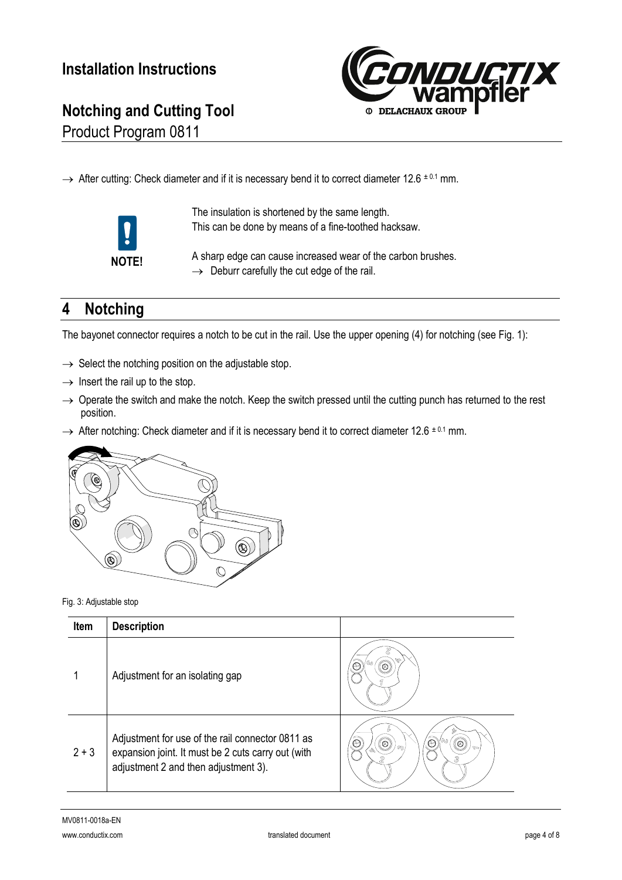→ After cutting: Check diameter and if it is necessary bend it to correct diameter 12.6 $^{\pm 0.1}$ mm.

**NOTE!**

The insulation is shortened by the same length.
This can be done by means of a fine-toothed hacksaw.

A sharp edge can cause increased wear of the carbon brushes.
→ Deburr carefully the cut edge of the rail.

## 4 Notching

The bayonet connector requires a notch to be cut in the rail. Use the upper opening (4) for notching (see Fig. 1):

→ Select the notching position on the adjustable stop.
→ Insert the rail up to the stop.
→ Operate the switch and make the notch. Keep the switch pressed until the cutting punch has returned to the rest position.
→ After notching: Check diameter and if it is necessary bend it to correct diameter 12.6 $^{\pm 0.1}$ mm.

Fig. 3: Adjustable stop

| Item | Description | |
|---|---|---|
| 1 | Adjustment for an isolating gap | |
| 2 + 3 | Adjustment for use of the rail connector 0811 as expansion joint. It must be 2 cuts carry out (with adjustment 2 and then adjustment 3). | |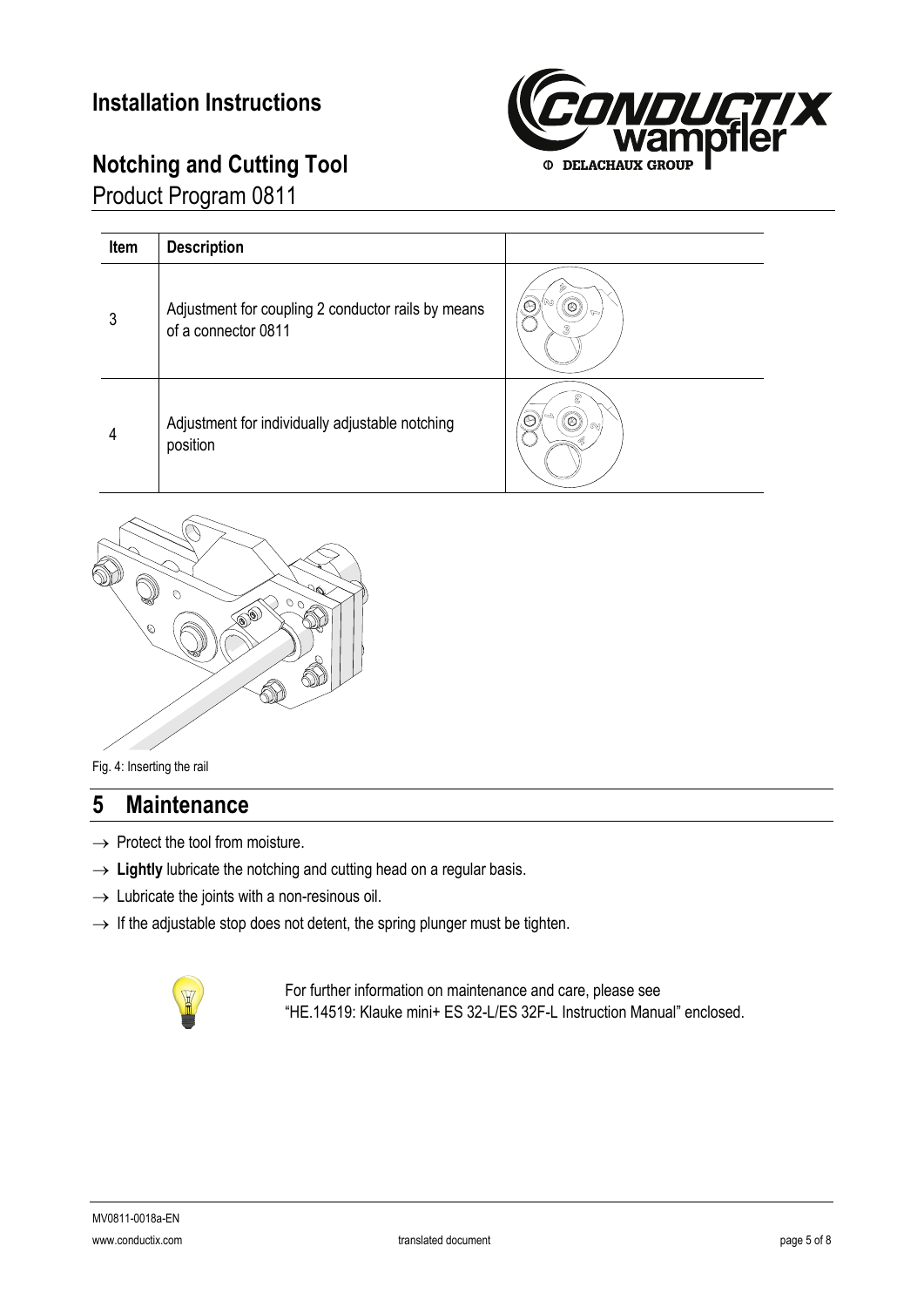| Item | Description | |
|---|---|---|
| 3 | Adjustment for coupling 2 conductor rails by means of a connector 0811 | |
| 4 | Adjustment for individually adjustable notching position | |

Fig. 4: Inserting the rail

## 5 Maintenance

→ Protect the tool from moisture.

→ **Lightly** lubricate the notching and cutting head on a regular basis.

→ Lubricate the joints with a non-resinous oil.

→ If the adjustable stop does not detent, the spring plunger must be tighten.

For further information on maintenance and care, please see "HE.14519: Klauke mini+ ES 32-L/ES 32F-L Instruction Manual" enclosed.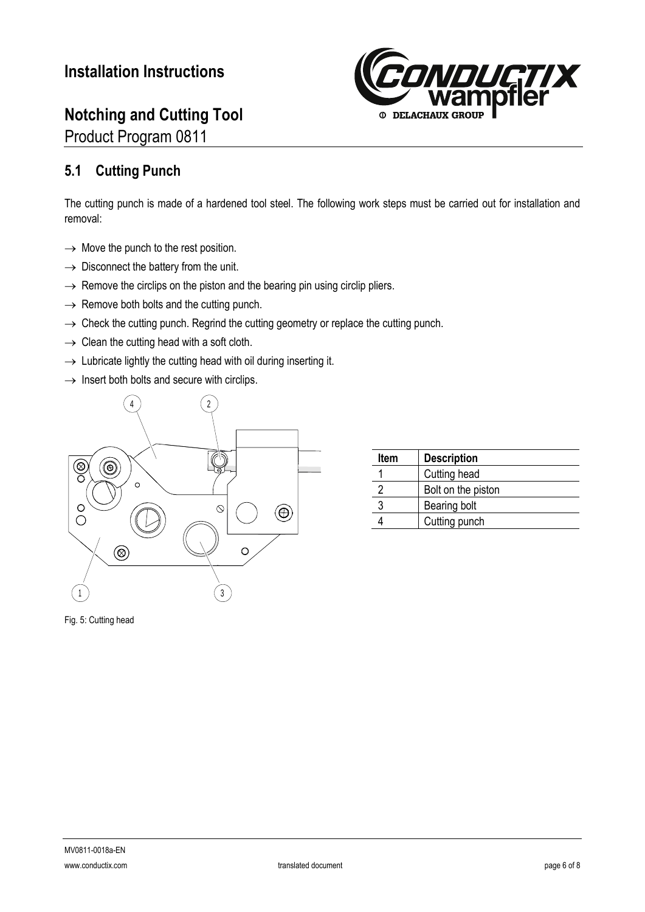## 5.1 Cutting Punch

The cutting punch is made of a hardened tool steel. The following work steps must be carried out for installation and removal:

- → Move the punch to the rest position.
- → Disconnect the battery from the unit.
- → Remove the circlips on the piston and the bearing pin using circlip pliers.
- → Remove both bolts and the cutting punch.
- → Check the cutting punch. Regrind the cutting geometry or replace the cutting punch.
- → Clean the cutting head with a soft cloth.
- → Lubricate lightly the cutting head with oil during inserting it.
- → Insert both bolts and secure with circlips.

| Item | Description |
|---|---|
| 1 | Cutting head |
| 2 | Bolt on the piston |
| 3 | Bearing bolt |
| 4 | Cutting punch |

Fig. 5: Cutting head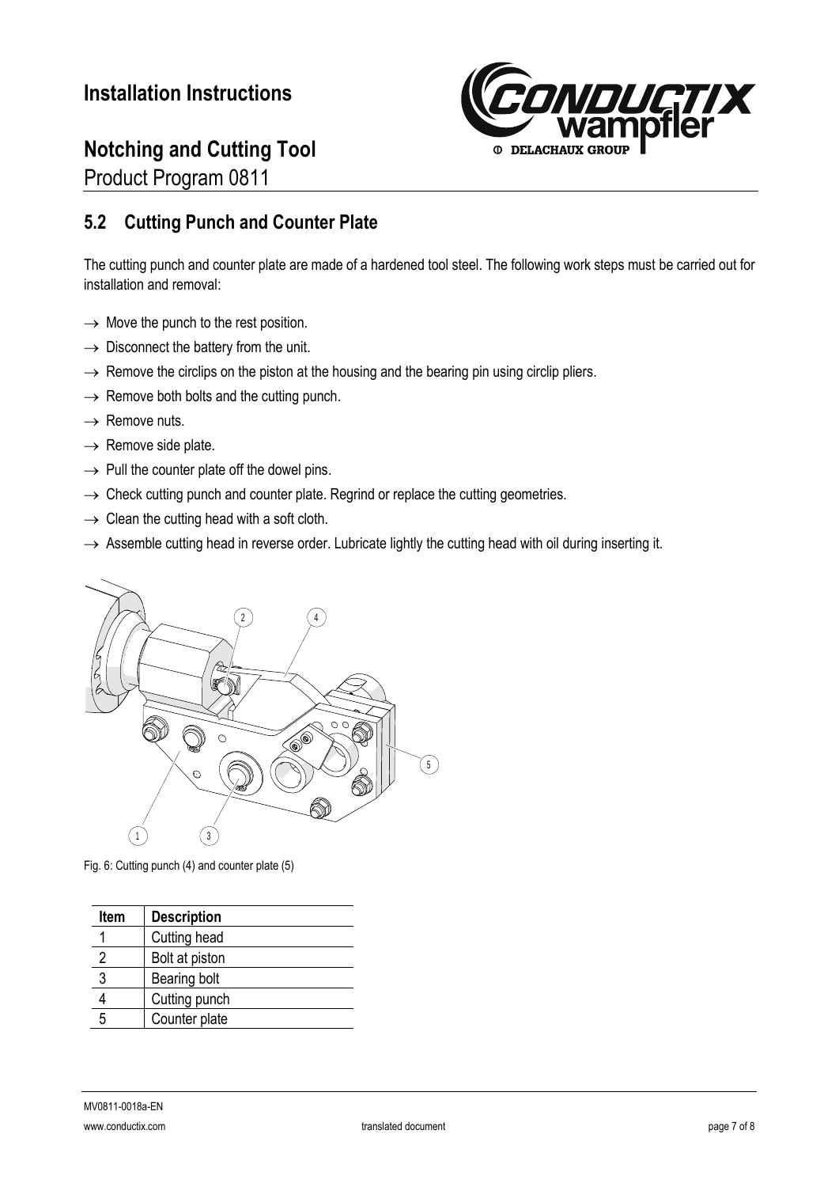## 5.2 Cutting Punch and Counter Plate

The cutting punch and counter plate are made of a hardened tool steel. The following work steps must be carried out for installation and removal:

- → Move the punch to the rest position.
- → Disconnect the battery from the unit.
- → Remove the circlips on the piston at the housing and the bearing pin using circlip pliers.
- → Remove both bolts and the cutting punch.
- → Remove nuts.
- → Remove side plate.
- → Pull the counter plate off the dowel pins.
- → Check cutting punch and counter plate. Regrind or replace the cutting geometries.
- → Clean the cutting head with a soft cloth.
- → Assemble cutting head in reverse order. Lubricate lightly the cutting head with oil during inserting it.

Fig. 6: Cutting punch (4) and counter plate (5)

| Item | Description |
|---|---|
| 1 | Cutting head |
| 2 | Bolt at piston |
| 3 | Bearing bolt |
| 4 | Cutting punch |
| 5 | Counter plate |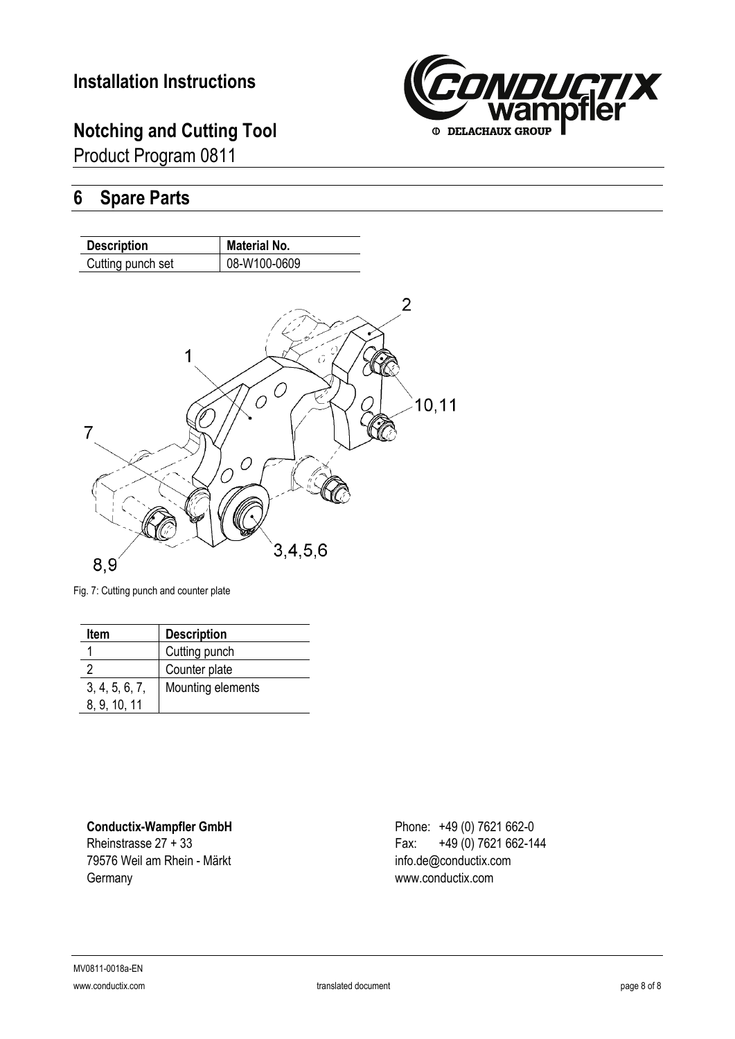## 6 Spare Parts

| Description | Material No. |
|---|---|
| Cutting punch set | 08-W100-0609 |

2

1

10,11

7

3,4,5,6

8,9

Fig. 7: Cutting punch and counter plate

| Item | Description |
|---|---|
| 1 | Cutting punch |
| 2 | Counter plate |
| 3, 4, 5, 6, 7, 8, 9, 10, 11 | Mounting elements |

**Conductix-Wampfler GmbH**
Rheinstrasse 27 + 33
79576 Weil am Rhein - Märkt
Germany

Phone: +49 (0) 7621 662-0
Fax: +49 (0) 7621 662-144
info.de@conductix.com
www.conductix.com